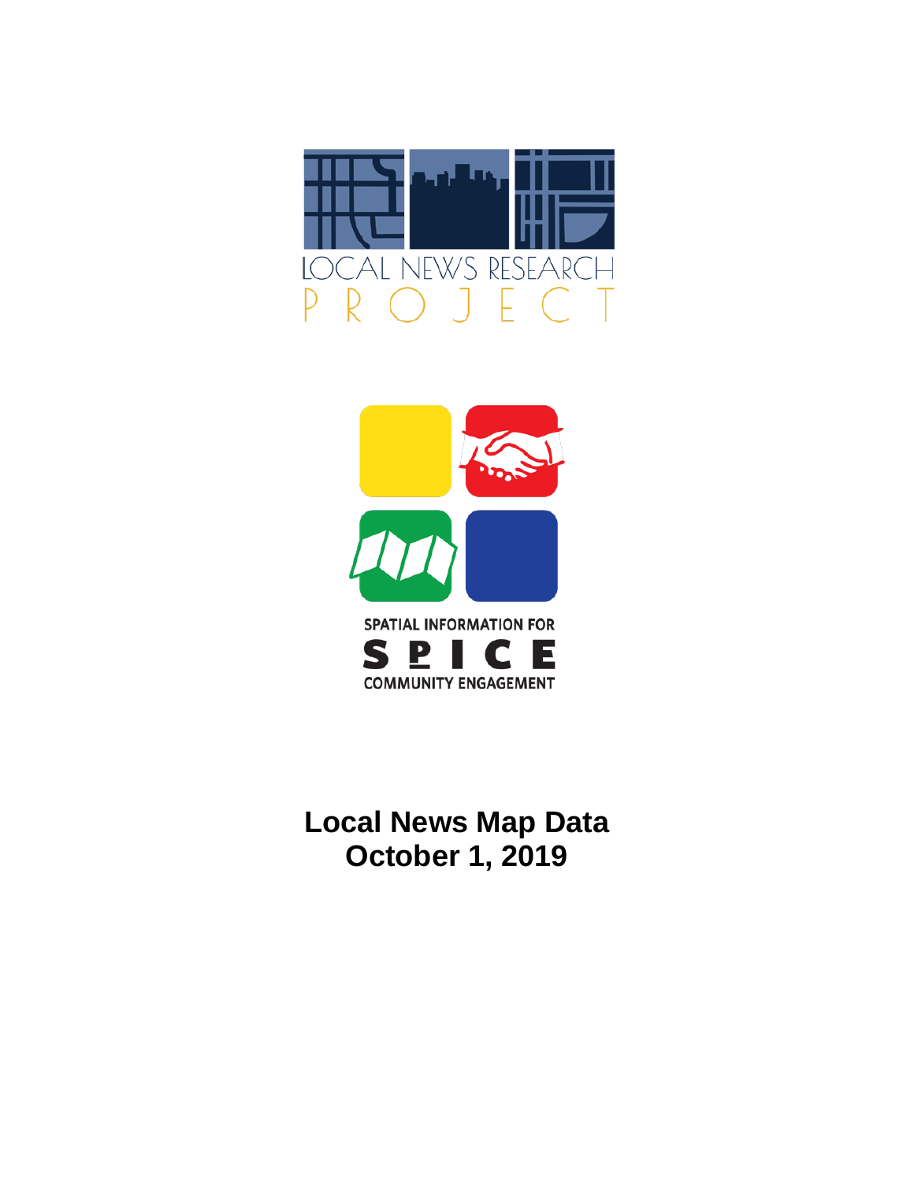LOCAL NEWS RESEARCH PROJECT

SPATIAL INFORMATION FOR

SPICE

COMMUNITY ENGAGEMENT

# Local News Map Data
# October 1, 2019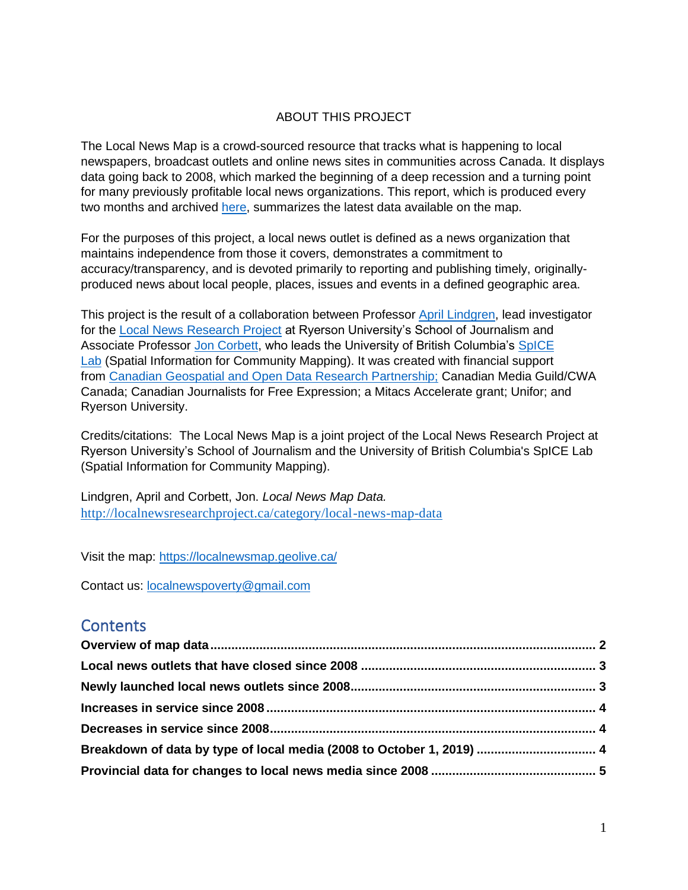## ABOUT THIS PROJECT

The Local News Map is a crowd-sourced resource that tracks what is happening to local newspapers, broadcast outlets and online news sites in communities across Canada. It displays data going back to 2008, which marked the beginning of a deep recession and a turning point for many previously profitable local news organizations. This report, which is produced every two months and archived [here](), summarizes the latest data available on the map.

For the purposes of this project, a local news outlet is defined as a news organization that maintains independence from those it covers, demonstrates a commitment to accuracy/transparency, and is devoted primarily to reporting and publishing timely, originally-produced news about local people, places, issues and events in a defined geographic area.

This project is the result of a collaboration between Professor [April Lindgren](), lead investigator for the [Local News Research Project]() at Ryerson University's School of Journalism and Associate Professor [Jon Corbett](), who leads the University of British Columbia's [SpICE Lab]() (Spatial Information for Community Mapping). It was created with financial support from [Canadian Geospatial and Open Data Research Partnership;]() Canadian Media Guild/CWA Canada; Canadian Journalists for Free Expression; a Mitacs Accelerate grant; Unifor; and Ryerson University.

Credits/citations: The Local News Map is a joint project of the Local News Research Project at Ryerson University's School of Journalism and the University of British Columbia's SpICE Lab (Spatial Information for Community Mapping).

Lindgren, April and Corbett, Jon. *Local News Map Data.* http://localnewsresearchproject.ca/category/local-news-map-data

Visit the map: https://localnewsmap.geolive.ca/

Contact us: localnewspoverty@gmail.com

## Contents

- **Overview of map data** ........ 2
- **Local news outlets that have closed since 2008** ........ 3
- **Newly launched local news outlets since 2008** ........ 3
- **Increases in service since 2008** ........ 4
- **Decreases in service since 2008** ........ 4
- **Breakdown of data by type of local media (2008 to October 1, 2019)** ........ 4
- **Provincial data for changes to local news media since 2008** ........ 5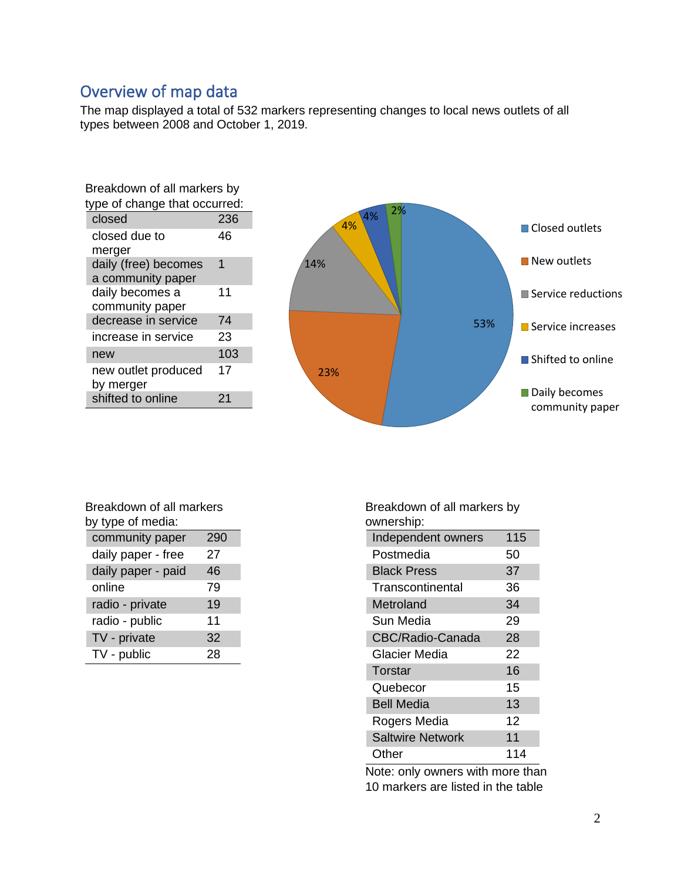## Overview of map data

The map displayed a total of 532 markers representing changes to local news outlets of all types between 2008 and October 1, 2019.

Breakdown of all markers by type of change that occurred:

| | |
|---|---|
| closed | 236 |
| closed due to merger | 46 |
| daily (free) becomes a community paper | 1 |
| daily becomes a community paper | 11 |
| decrease in service | 74 |
| increase in service | 23 |
| new | 103 |
| new outlet produced by merger | 17 |
| shifted to online | 21 |

| | |
|---|---|
| Closed outlets | 53% |
| New outlets | 23% |
| Service reductions | 14% |
| Service increases | 4% |
| Shifted to online | 4% |
| Daily becomes community paper | 2% |

Breakdown of all markers by type of media:

| | |
|---|---|
| community paper | 290 |
| daily paper - free | 27 |
| daily paper - paid | 46 |
| online | 79 |
| radio - private | 19 |
| radio - public | 11 |
| TV - private | 32 |
| TV - public | 28 |

Breakdown of all markers by ownership:

| | |
|---|---|
| Independent owners | 115 |
| Postmedia | 50 |
| Black Press | 37 |
| Transcontinental | 36 |
| Metroland | 34 |
| Sun Media | 29 |
| CBC/Radio-Canada | 28 |
| Glacier Media | 22 |
| Torstar | 16 |
| Quebecor | 15 |
| Bell Media | 13 |
| Rogers Media | 12 |
| Saltwire Network | 11 |
| Other | 114 |

Note: only owners with more than 10 markers are listed in the table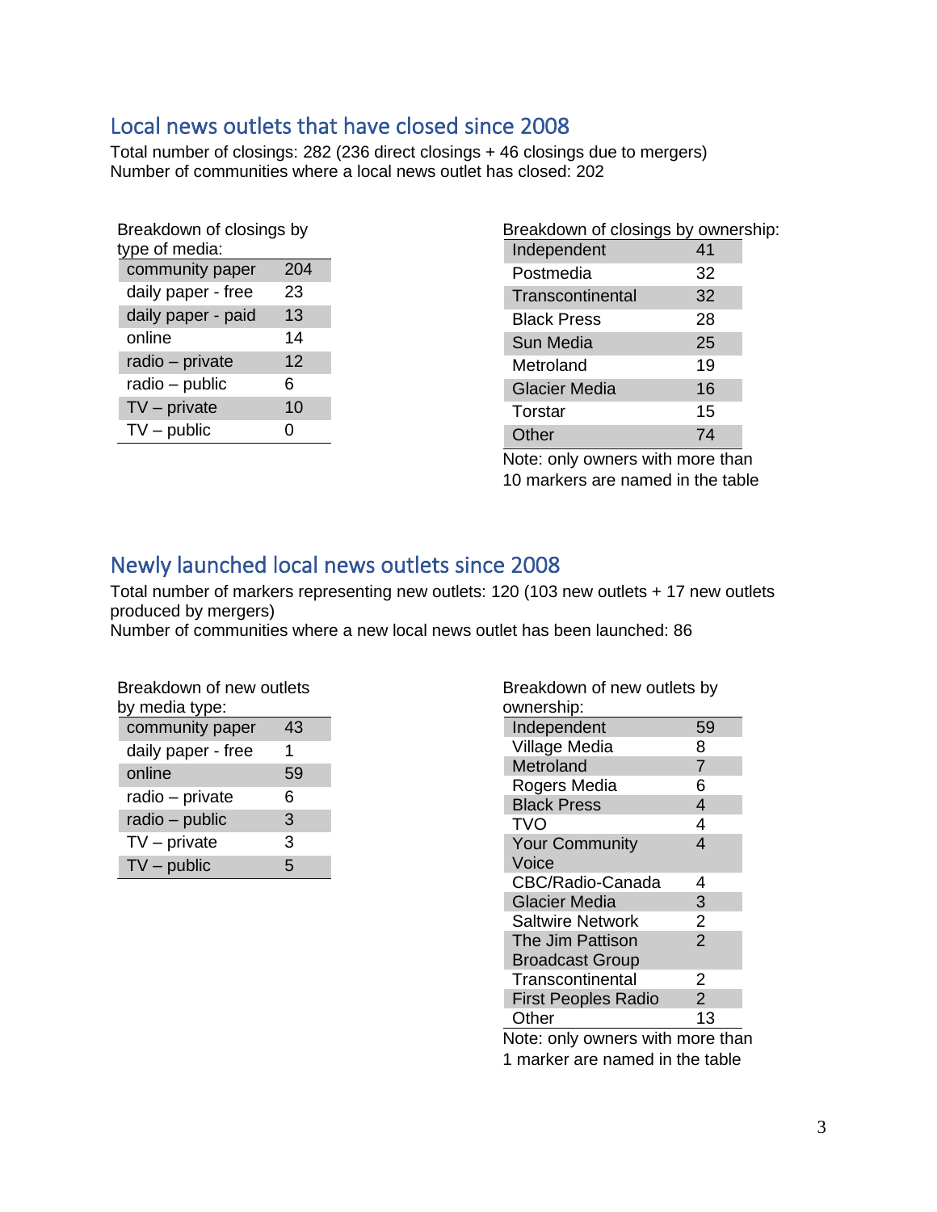## Local news outlets that have closed since 2008

Total number of closings: 282 (236 direct closings + 46 closings due to mergers)
Number of communities where a local news outlet has closed: 202

Breakdown of closings by type of media:

| Type of media | Closings |
|---|---|
| community paper | 204 |
| daily paper - free | 23 |
| daily paper - paid | 13 |
| online | 14 |
| radio – private | 12 |
| radio – public | 6 |
| TV – private | 10 |
| TV – public | 0 |

Breakdown of closings by ownership:

| Owner | Closings |
|---|---|
| Independent | 41 |
| Postmedia | 32 |
| Transcontinental | 32 |
| Black Press | 28 |
| Sun Media | 25 |
| Metroland | 19 |
| Glacier Media | 16 |
| Torstar | 15 |
| Other | 74 |

Note: only owners with more than 10 markers are named in the table

## Newly launched local news outlets since 2008

Total number of markers representing new outlets: 120 (103 new outlets + 17 new outlets produced by mergers)
Number of communities where a new local news outlet has been launched: 86

Breakdown of new outlets by media type:

| Media type | New outlets |
|---|---|
| community paper | 43 |
| daily paper - free | 1 |
| online | 59 |
| radio – private | 6 |
| radio – public | 3 |
| TV – private | 3 |
| TV – public | 5 |

Breakdown of new outlets by ownership:

| Owner | New outlets |
|---|---|
| Independent | 59 |
| Village Media | 8 |
| Metroland | 7 |
| Rogers Media | 6 |
| Black Press | 4 |
| TVO | 4 |
| Your Community Voice | 4 |
| CBC/Radio-Canada | 4 |
| Glacier Media | 3 |
| Saltwire Network | 2 |
| The Jim Pattison Broadcast Group | 2 |
| Transcontinental | 2 |
| First Peoples Radio | 2 |
| Other | 13 |

Note: only owners with more than 1 marker are named in the table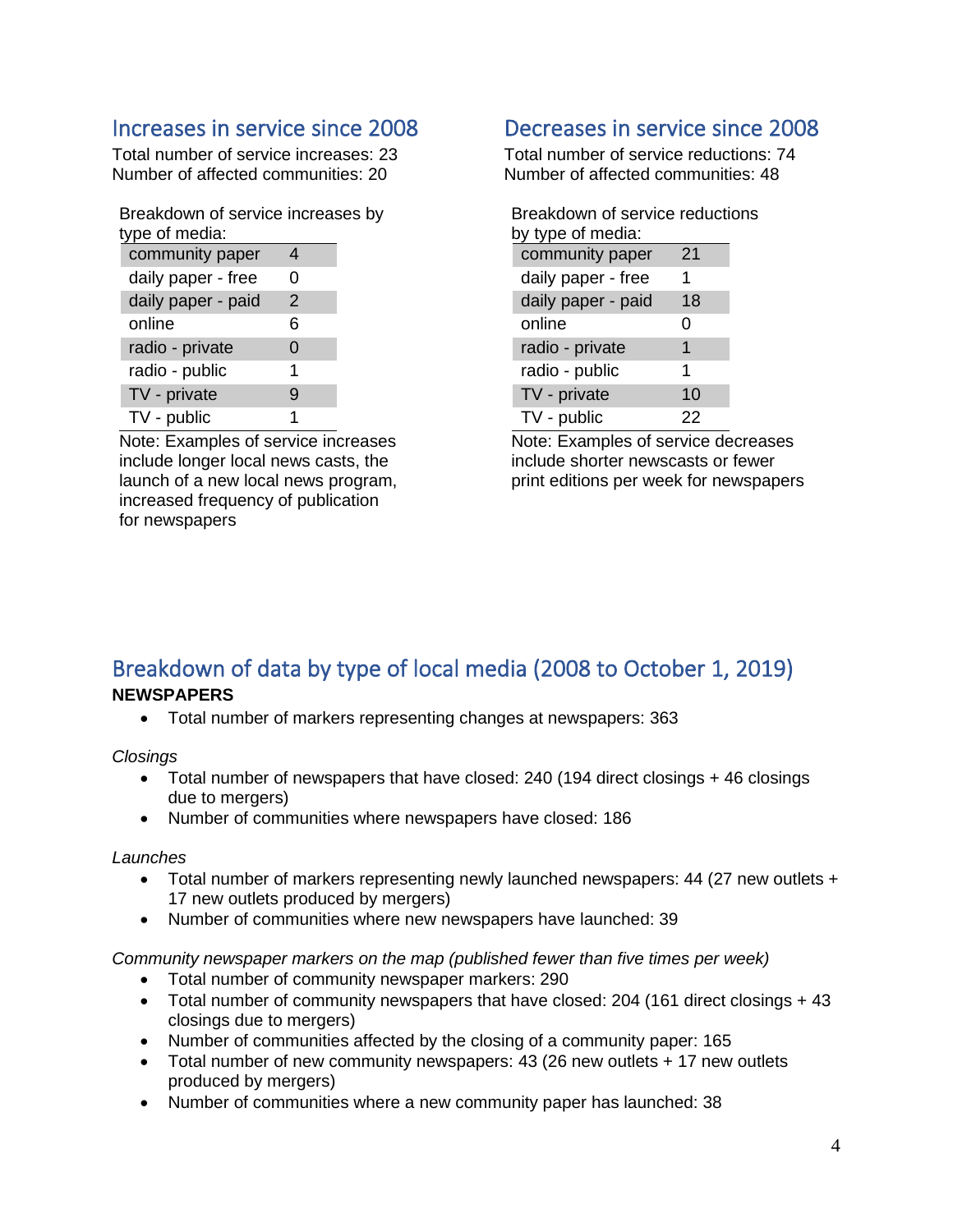## Increases in service since 2008

Total number of service increases: 23
Number of affected communities: 20

Breakdown of service increases by type of media:

| | |
|---|---|
| community paper | 4 |
| daily paper - free | 0 |
| daily paper - paid | 2 |
| online | 6 |
| radio - private | 0 |
| radio - public | 1 |
| TV - private | 9 |
| TV - public | 1 |

Note: Examples of service increases include longer local news casts, the launch of a new local news program, increased frequency of publication for newspapers

## Decreases in service since 2008

Total number of service reductions: 74
Number of affected communities: 48

Breakdown of service reductions by type of media:

| | |
|---|---|
| community paper | 21 |
| daily paper - free | 1 |
| daily paper - paid | 18 |
| online | 0 |
| radio - private | 1 |
| radio - public | 1 |
| TV - private | 10 |
| TV - public | 22 |

Note: Examples of service decreases include shorter newscasts or fewer print editions per week for newspapers

## Breakdown of data by type of local media (2008 to October 1, 2019)

**NEWSPAPERS**

- Total number of markers representing changes at newspapers: 363

*Closings*

- Total number of newspapers that have closed: 240 (194 direct closings + 46 closings due to mergers)
- Number of communities where newspapers have closed: 186

*Launches*

- Total number of markers representing newly launched newspapers: 44 (27 new outlets + 17 new outlets produced by mergers)
- Number of communities where new newspapers have launched: 39

*Community newspaper markers on the map (published fewer than five times per week)*

- Total number of community newspaper markers: 290
- Total number of community newspapers that have closed: 204 (161 direct closings + 43 closings due to mergers)
- Number of communities affected by the closing of a community paper: 165
- Total number of new community newspapers: 43 (26 new outlets + 17 new outlets produced by mergers)
- Number of communities where a new community paper has launched: 38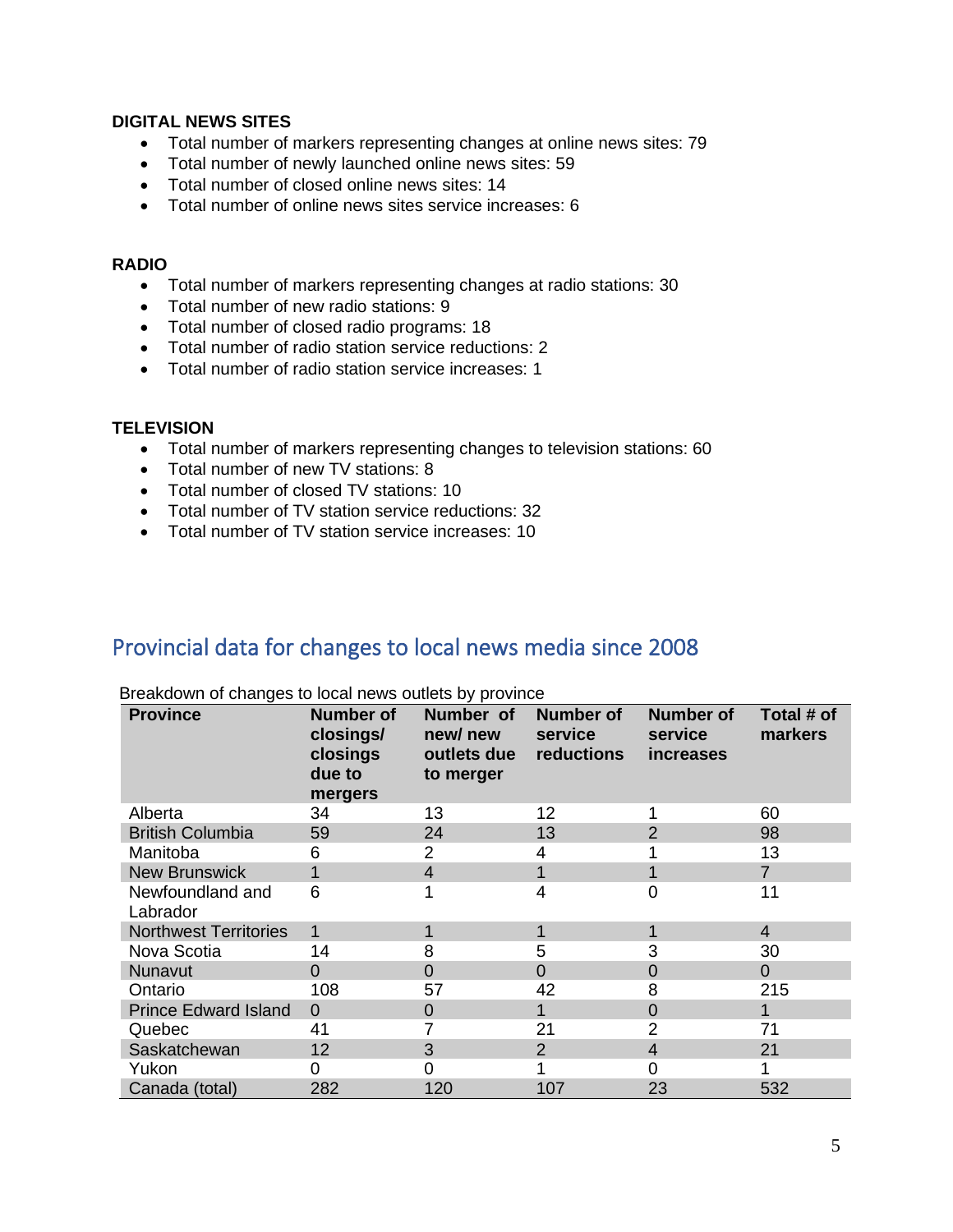**DIGITAL NEWS SITES**

- Total number of markers representing changes at online news sites: 79
- Total number of newly launched online news sites: 59
- Total number of closed online news sites: 14
- Total number of online news sites service increases: 6

**RADIO**

- Total number of markers representing changes at radio stations: 30
- Total number of new radio stations: 9
- Total number of closed radio programs: 18
- Total number of radio station service reductions: 2
- Total number of radio station service increases: 1

**TELEVISION**

- Total number of markers representing changes to television stations: 60
- Total number of new TV stations: 8
- Total number of closed TV stations: 10
- Total number of TV station service reductions: 32
- Total number of TV station service increases: 10

## Provincial data for changes to local news media since 2008

Breakdown of changes to local news outlets by province

| Province | Number of closings/ closings due to mergers | Number of new/ new outlets due to merger | Number of service reductions | Number of service increases | Total # of markers |
|---|---|---|---|---|---|
| Alberta | 34 | 13 | 12 | 1 | 60 |
| British Columbia | 59 | 24 | 13 | 2 | 98 |
| Manitoba | 6 | 2 | 4 | 1 | 13 |
| New Brunswick | 1 | 4 | 1 | 1 | 7 |
| Newfoundland and Labrador | 6 | 1 | 4 | 0 | 11 |
| Northwest Territories | 1 | 1 | 1 | 1 | 4 |
| Nova Scotia | 14 | 8 | 5 | 3 | 30 |
| Nunavut | 0 | 0 | 0 | 0 | 0 |
| Ontario | 108 | 57 | 42 | 8 | 215 |
| Prince Edward Island | 0 | 0 | 1 | 0 | 1 |
| Quebec | 41 | 7 | 21 | 2 | 71 |
| Saskatchewan | 12 | 3 | 2 | 4 | 21 |
| Yukon | 0 | 0 | 1 | 0 | 1 |
| Canada (total) | 282 | 120 | 107 | 23 | 532 |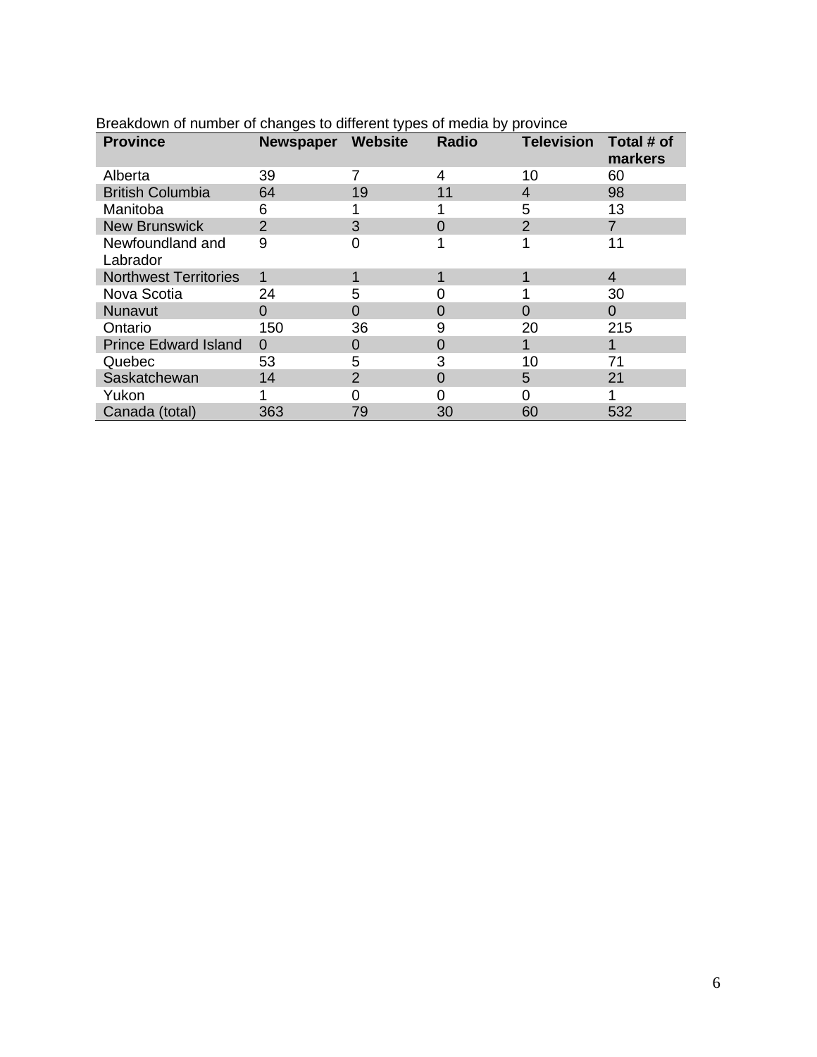Breakdown of number of changes to different types of media by province

| Province | Newspaper | Website | Radio | Television | Total # of markers |
|---|---|---|---|---|---|
| Alberta | 39 | 7 | 4 | 10 | 60 |
| British Columbia | 64 | 19 | 11 | 4 | 98 |
| Manitoba | 6 | 1 | 1 | 5 | 13 |
| New Brunswick | 2 | 3 | 0 | 2 | 7 |
| Newfoundland and Labrador | 9 | 0 | 1 | 1 | 11 |
| Northwest Territories | 1 | 1 | 1 | 1 | 4 |
| Nova Scotia | 24 | 5 | 0 | 1 | 30 |
| Nunavut | 0 | 0 | 0 | 0 | 0 |
| Ontario | 150 | 36 | 9 | 20 | 215 |
| Prince Edward Island | 0 | 0 | 0 | 1 | 1 |
| Quebec | 53 | 5 | 3 | 10 | 71 |
| Saskatchewan | 14 | 2 | 0 | 5 | 21 |
| Yukon | 1 | 0 | 0 | 0 | 1 |
| Canada (total) | 363 | 79 | 30 | 60 | 532 |